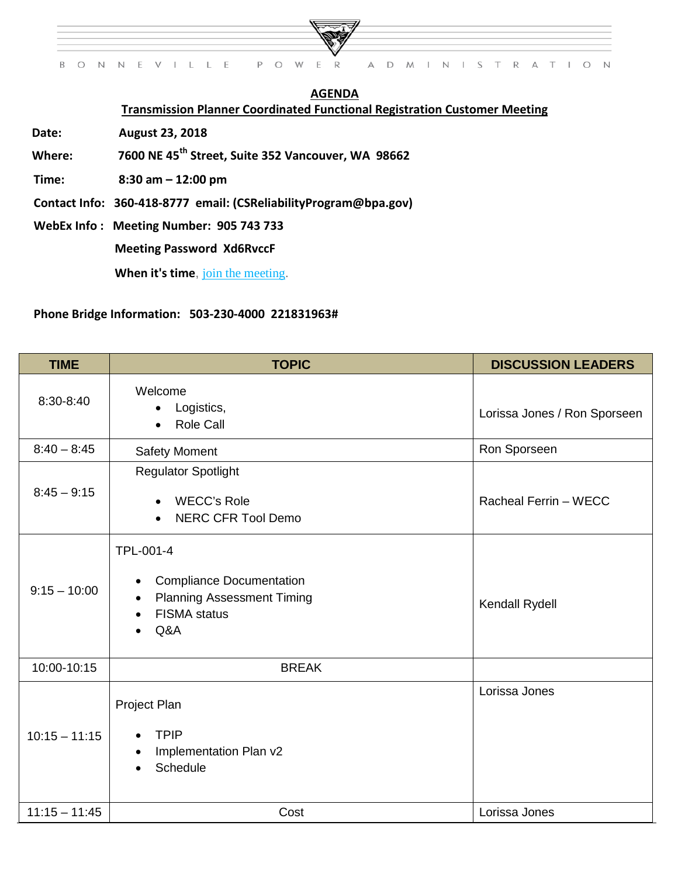BONNEVILLE POWER ADMINISTRATION

# AGENDA

## Transmission Planner Coordinated Functional Registration Customer Meeting

**Date:** **August 23, 2018**

**Where:** **7600 NE 45th Street, Suite 352 Vancouver, WA 98662**

**Time:** **8:30 am – 12:00 pm**

**Contact Info:** **360-418-8777 email: (CSReliabilityProgram@bpa.gov)**

**WebEx Info :** **Meeting Number: 905 743 733**

**Meeting Password Xd6RvccF**

**When it's time**, join the meeting.

**Phone Bridge Information: 503-230-4000 221831963#**

| TIME | TOPIC | DISCUSSION LEADERS |
|---|---|---|
| 8:30-8:40 | Welcome<br>• Logistics,<br>• Role Call | Lorissa Jones / Ron Sporseen |
| 8:40 – 8:45 | Safety Moment | Ron Sporseen |
| 8:45 – 9:15 | Regulator Spotlight<br>• WECC's Role<br>• NERC CFR Tool Demo | Racheal Ferrin – WECC |
| 9:15 – 10:00 | TPL-001-4<br>• Compliance Documentation<br>• Planning Assessment Timing<br>• FISMA status<br>• Q&A | Kendall Rydell |
| 10:00-10:15 | BREAK | |
| 10:15 – 11:15 | Project Plan<br>• TPIP<br>• Implementation Plan v2<br>• Schedule | Lorissa Jones |
| 11:15 – 11:45 | Cost | Lorissa Jones |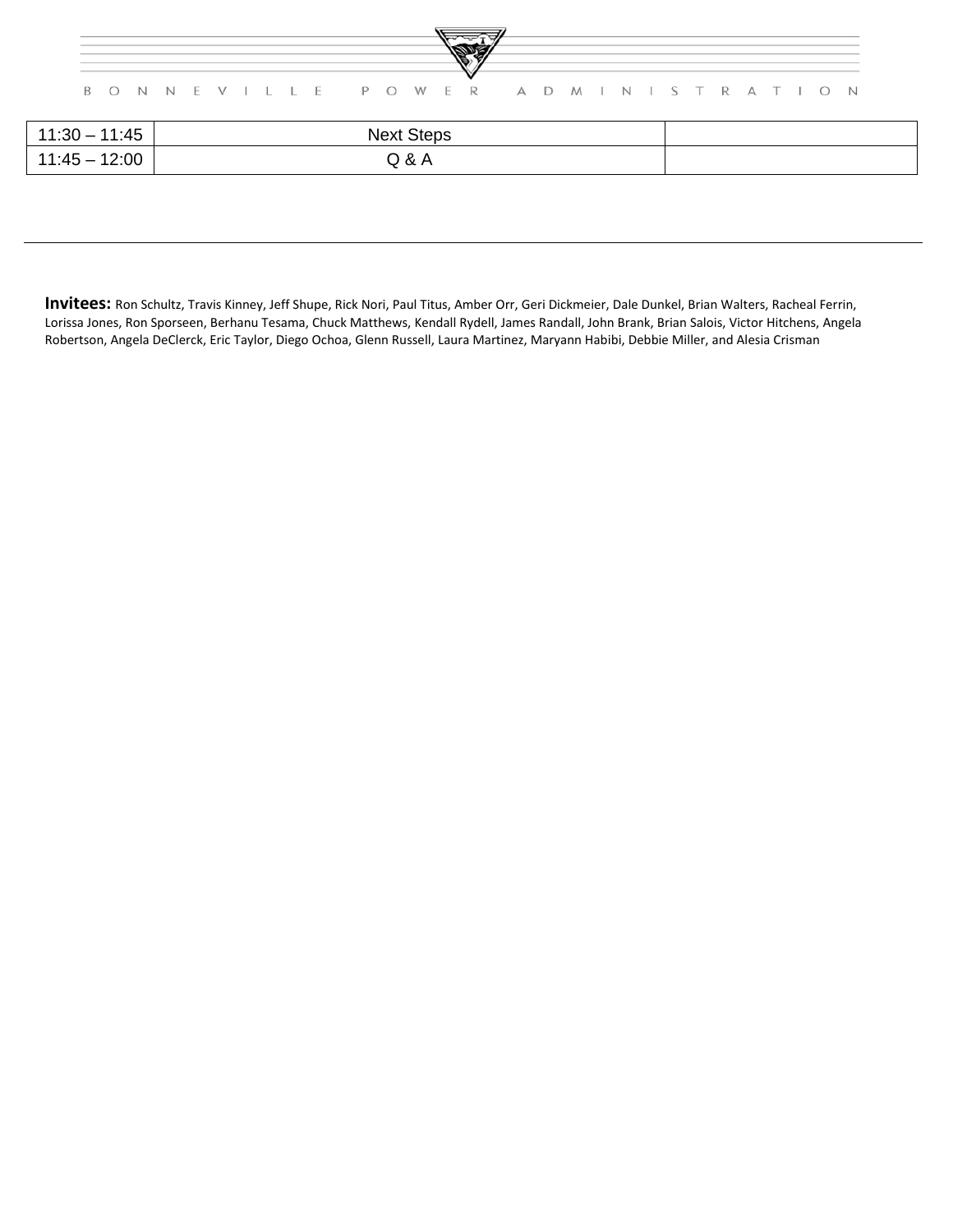| | | |
|---|---|---|
| 11:30 – 11:45 | Next Steps | |
| 11:45 – 12:00 | Q & A | |

---

**Invitees:** Ron Schultz, Travis Kinney, Jeff Shupe, Rick Nori, Paul Titus, Amber Orr, Geri Dickmeier, Dale Dunkel, Brian Walters, Racheal Ferrin, Lorissa Jones, Ron Sporseen, Berhanu Tesama, Chuck Matthews, Kendall Rydell, James Randall, John Brank, Brian Salois, Victor Hitchens, Angela Robertson, Angela DeClerck, Eric Taylor, Diego Ochoa, Glenn Russell, Laura Martinez, Maryann Habibi, Debbie Miller, and Alesia Crisman